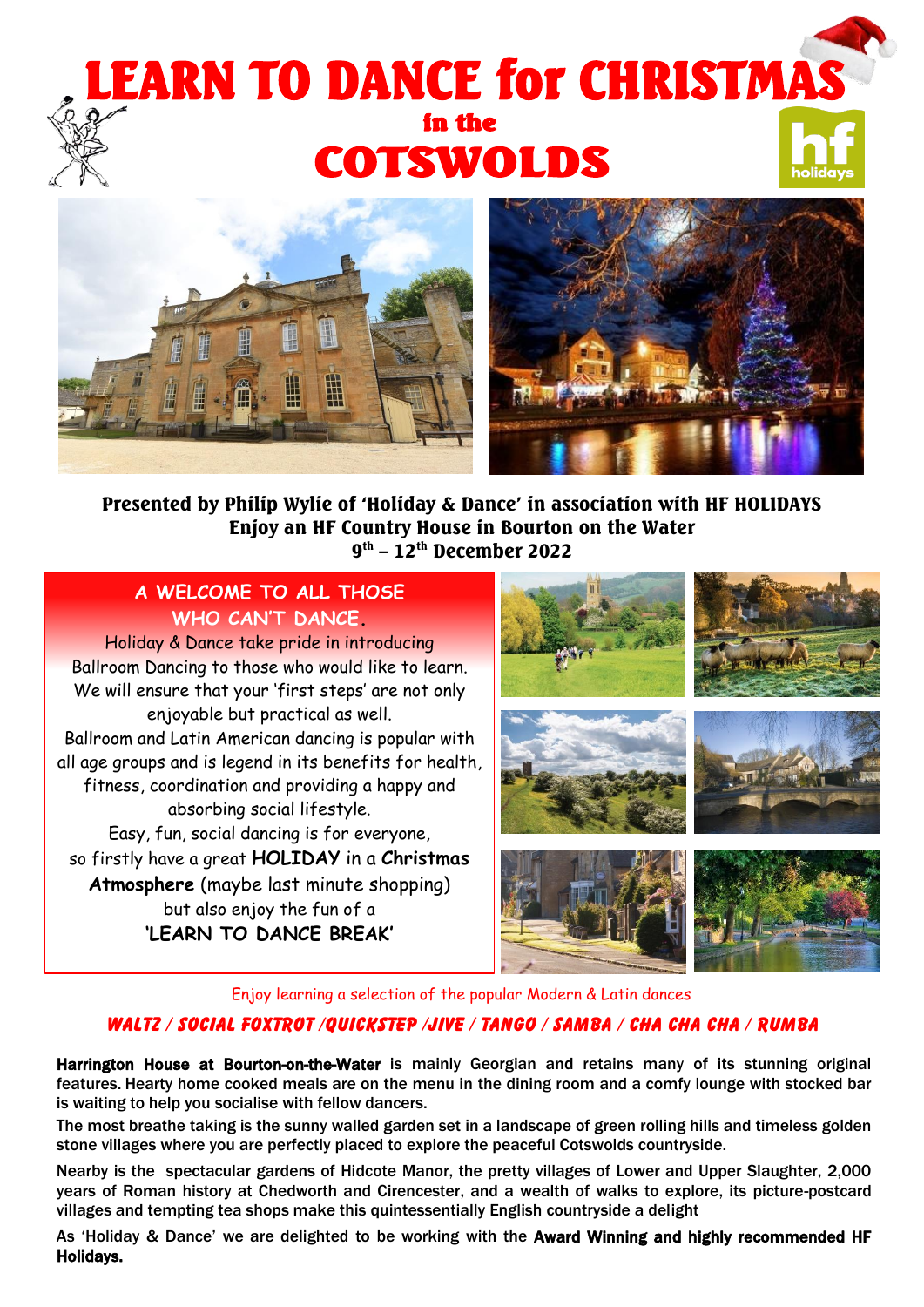# LEARN TO DANCE for CHRISTMAS

## in the

# COTSWOLDS

**Presented by Philip Wylie of 'Holiday & Dance' in association with HF HOLIDAYS**
**Enjoy an HF Country House in Bourton on the Water**
**9th – 12th December 2022**

## A WELCOME TO ALL THOSE WHO CAN'T DANCE.

Holiday & Dance take pride in introducing Ballroom Dancing to those who would like to learn. We will ensure that your 'first steps' are not only enjoyable but practical as well.

Ballroom and Latin American dancing is popular with all age groups and is legend in its benefits for health, fitness, coordination and providing a happy and absorbing social lifestyle.

Easy, fun, social dancing is for everyone, so firstly have a great **HOLIDAY** in a **Christmas Atmosphere** (maybe last minute shopping) but also enjoy the fun of a

**'LEARN TO DANCE BREAK'**

Enjoy learning a selection of the popular Modern & Latin dances

***WALTZ / SOCIAL FOXTROT /QUICKSTEP /JIVE / TANGO / SAMBA / CHA CHA CHA / RUMBA***

**Harrington House at Bourton-on-the-Water** is mainly Georgian and retains many of its stunning original features. Hearty home cooked meals are on the menu in the dining room and a comfy lounge with stocked bar is waiting to help you socialise with fellow dancers.

The most breathe taking is the sunny walled garden set in a landscape of green rolling hills and timeless golden stone villages where you are perfectly placed to explore the peaceful Cotswolds countryside.

Nearby is the spectacular gardens of Hidcote Manor, the pretty villages of Lower and Upper Slaughter, 2,000 years of Roman history at Chedworth and Cirencester, and a wealth of walks to explore, its picture-postcard villages and tempting tea shops make this quintessentially English countryside a delight

As 'Holiday & Dance' we are delighted to be working with the **Award Winning and highly recommended HF Holidays.**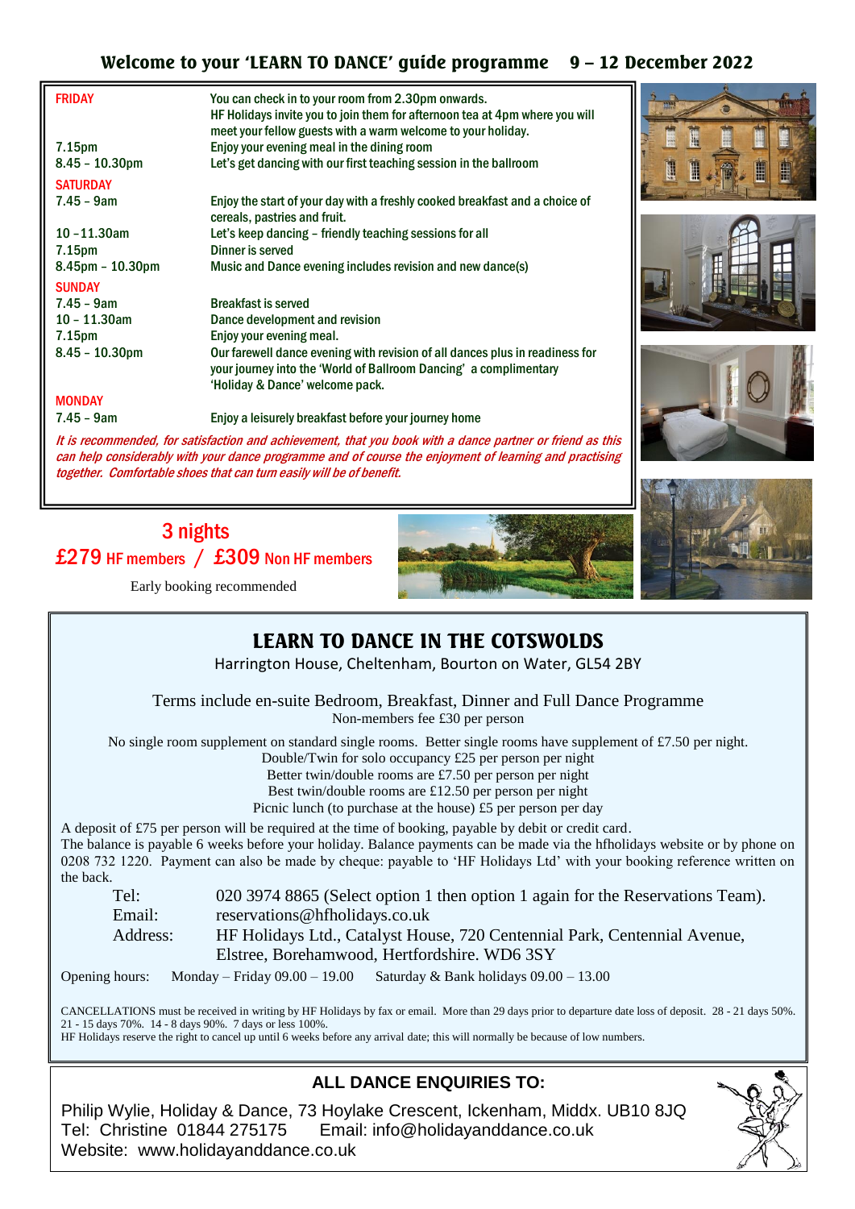## Welcome to your 'LEARN TO DANCE' guide programme 9 – 12 December 2022

| | |
|---|---|
| **FRIDAY** | You can check in to your room from 2.30pm onwards. HF Holidays invite you to join them for afternoon tea at 4pm where you will meet your fellow guests with a warm welcome to your holiday. |
| 7.15pm | Enjoy your evening meal in the dining room |
| 8.45 – 10.30pm | Let's get dancing with our first teaching session in the ballroom |
| **SATURDAY** | |
| 7.45 – 9am | Enjoy the start of your day with a freshly cooked breakfast and a choice of cereals, pastries and fruit. |
| 10 –11.30am | Let's keep dancing – friendly teaching sessions for all |
| 7.15pm | Dinner is served |
| 8.45pm – 10.30pm | Music and Dance evening includes revision and new dance(s) |
| **SUNDAY** | |
| 7.45 – 9am | Breakfast is served |
| 10 – 11.30am | Dance development and revision |
| 7.15pm | Enjoy your evening meal. |
| 8.45 – 10.30pm | Our farewell dance evening with revision of all dances plus in readiness for your journey into the 'World of Ballroom Dancing' a complimentary 'Holiday & Dance' welcome pack. |
| **MONDAY** | |
| 7.45 – 9am | Enjoy a leisurely breakfast before your journey home |

*It is recommended, for satisfaction and achievement, that you book with a dance partner or friend as this can help considerably with your dance programme and of course the enjoyment of learning and practising together. Comfortable shoes that can turn easily will be of benefit.*

**3 nights**

**£279 HF members / £309 Non HF members**

Early booking recommended

## LEARN TO DANCE IN THE COTSWOLDS

Harrington House, Cheltenham, Bourton on Water, GL54 2BY

Terms include en-suite Bedroom, Breakfast, Dinner and Full Dance Programme

Non-members fee £30 per person

No single room supplement on standard single rooms. Better single rooms have supplement of £7.50 per night.
Double/Twin for solo occupancy £25 per person per night
Better twin/double rooms are £7.50 per person per night
Best twin/double rooms are £12.50 per person per night
Picnic lunch (to purchase at the house) £5 per person per day

A deposit of £75 per person will be required at the time of booking, payable by debit or credit card.
The balance is payable 6 weeks before your holiday. Balance payments can be made via the hfholidays website or by phone on 0208 732 1220. Payment can also be made by cheque: payable to 'HF Holidays Ltd' with your booking reference written on the back.

Tel: 020 3974 8865 (Select option 1 then option 1 again for the Reservations Team).
Email: reservations@hfholidays.co.uk
Address: HF Holidays Ltd., Catalyst House, 720 Centennial Park, Centennial Avenue, Elstree, Borehamwood, Hertfordshire. WD6 3SY

Opening hours: Monday – Friday 09.00 – 19.00 Saturday & Bank holidays 09.00 – 13.00

CANCELLATIONS must be received in writing by HF Holidays by fax or email. More than 29 days prior to departure date loss of deposit. 28 - 21 days 50%. 21 - 15 days 70%. 14 - 8 days 90%. 7 days or less 100%.
HF Holidays reserve the right to cancel up until 6 weeks before any arrival date; this will normally be because of low numbers.

### ALL DANCE ENQUIRIES TO:

Philip Wylie, Holiday & Dance, 73 Hoylake Crescent, Ickenham, Middx. UB10 8JQ
Tel: Christine 01844 275175 Email: info@holidayanddance.co.uk
Website: www.holidayanddance.co.uk